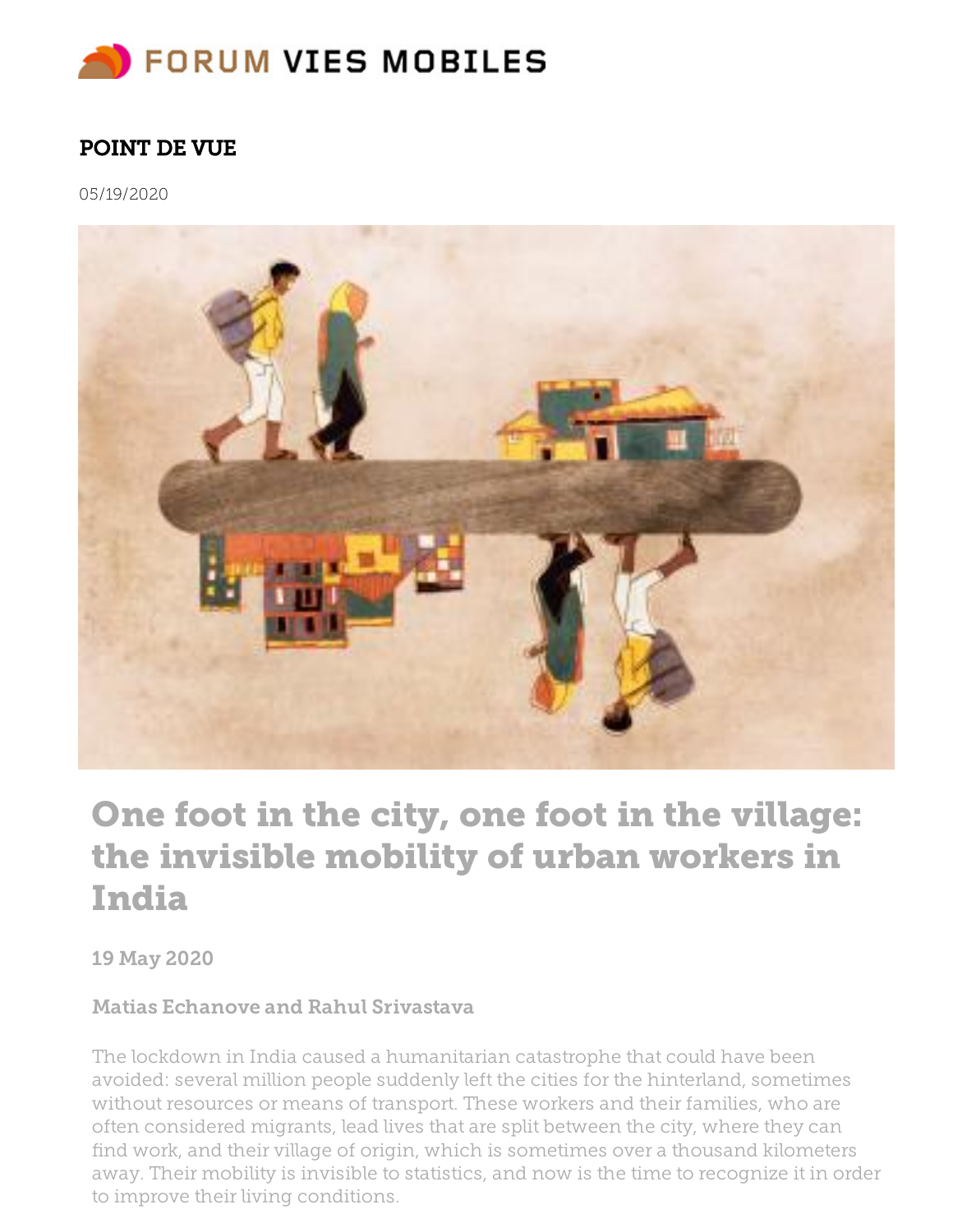# FORUM VIES MOBILES

**POINT DE VUE**

05/19/2020

# One foot in the city, one foot in the village: the invisible mobility of urban workers in India

**19 May 2020**

**Matias Echanove and Rahul Srivastava**

The lockdown in India caused a humanitarian catastrophe that could have been avoided: several million people suddenly left the cities for the hinterland, sometimes without resources or means of transport. These workers and their families, who are often considered migrants, lead lives that are split between the city, where they can find work, and their village of origin, which is sometimes over a thousand kilometers away. Their mobility is invisible to statistics, and now is the time to recognize it in order to improve their living conditions.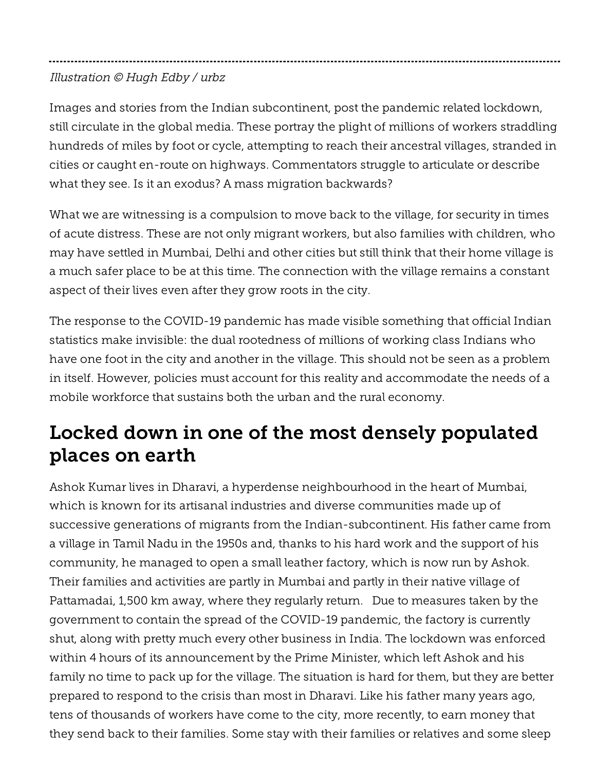*Illustration © Hugh Edby / urbz*

Images and stories from the Indian subcontinent, post the pandemic related lockdown, still circulate in the global media. These portray the plight of millions of workers straddling hundreds of miles by foot or cycle, attempting to reach their ancestral villages, stranded in cities or caught en-route on highways. Commentators struggle to articulate or describe what they see. Is it an exodus? A mass migration backwards?

What we are witnessing is a compulsion to move back to the village, for security in times of acute distress. These are not only migrant workers, but also families with children, who may have settled in Mumbai, Delhi and other cities but still think that their home village is a much safer place to be at this time. The connection with the village remains a constant aspect of their lives even after they grow roots in the city.

The response to the COVID-19 pandemic has made visible something that official Indian statistics make invisible: the dual rootedness of millions of working class Indians who have one foot in the city and another in the village. This should not be seen as a problem in itself. However, policies must account for this reality and accommodate the needs of a mobile workforce that sustains both the urban and the rural economy.

## Locked down in one of the most densely populated places on earth

Ashok Kumar lives in Dharavi, a hyperdense neighbourhood in the heart of Mumbai, which is known for its artisanal industries and diverse communities made up of successive generations of migrants from the Indian-subcontinent. His father came from a village in Tamil Nadu in the 1950s and, thanks to his hard work and the support of his community, he managed to open a small leather factory, which is now run by Ashok. Their families and activities are partly in Mumbai and partly in their native village of Pattamadai, 1,500 km away, where they regularly return. Due to measures taken by the government to contain the spread of the COVID-19 pandemic, the factory is currently shut, along with pretty much every other business in India. The lockdown was enforced within 4 hours of its announcement by the Prime Minister, which left Ashok and his family no time to pack up for the village. The situation is hard for them, but they are better prepared to respond to the crisis than most in Dharavi. Like his father many years ago, tens of thousands of workers have come to the city, more recently, to earn money that they send back to their families. Some stay with their families or relatives and some sleep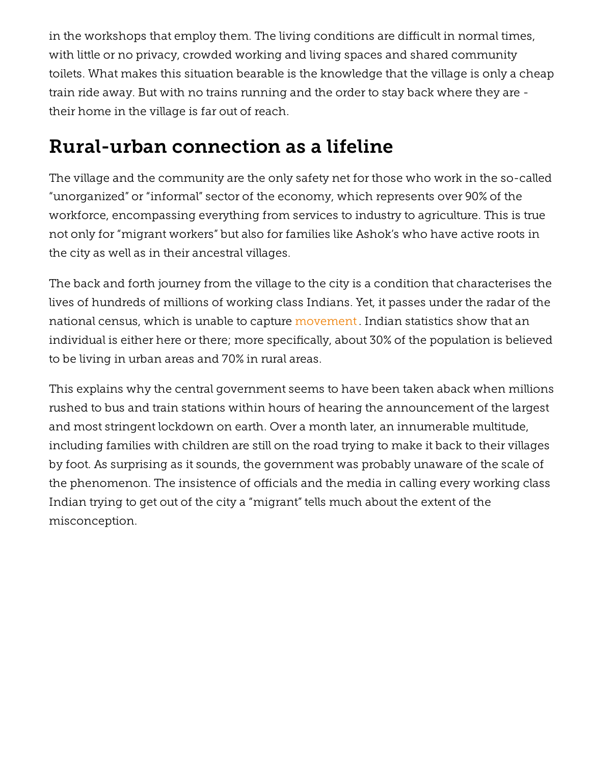in the workshops that employ them. The living conditions are difficult in normal times, with little or no privacy, crowded working and living spaces and shared community toilets. What makes this situation bearable is the knowledge that the village is only a cheap train ride away. But with no trains running and the order to stay back where they are - their home in the village is far out of reach.

## Rural-urban connection as a lifeline

The village and the community are the only safety net for those who work in the so-called “unorganized” or “informal” sector of the economy, which represents over 90% of the workforce, encompassing everything from services to industry to agriculture. This is true not only for “migrant workers” but also for families like Ashok’s who have active roots in the city as well as in their ancestral villages.

The back and forth journey from the village to the city is a condition that characterises the lives of hundreds of millions of working class Indians. Yet, it passes under the radar of the national census, which is unable to capture movement. Indian statistics show that an individual is either here or there; more specifically, about 30% of the population is believed to be living in urban areas and 70% in rural areas.

This explains why the central government seems to have been taken aback when millions rushed to bus and train stations within hours of hearing the announcement of the largest and most stringent lockdown on earth. Over a month later, an innumerable multitude, including families with children are still on the road trying to make it back to their villages by foot. As surprising as it sounds, the government was probably unaware of the scale of the phenomenon. The insistence of officials and the media in calling every working class Indian trying to get out of the city a “migrant” tells much about the extent of the misconception.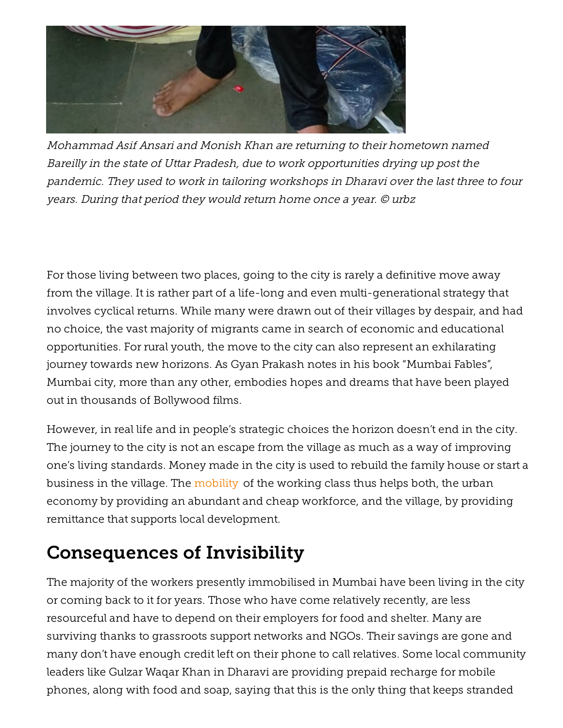*Mohammad Asif Ansari and Monish Khan are returning to their hometown named Bareilly in the state of Uttar Pradesh, due to work opportunities drying up post the pandemic. They used to work in tailoring workshops in Dharavi over the last three to four years. During that period they would return home once a year. © urbz*

For those living between two places, going to the city is rarely a definitive move away from the village. It is rather part of a life-long and even multi-generational strategy that involves cyclical returns. While many were drawn out of their villages by despair, and had no choice, the vast majority of migrants came in search of economic and educational opportunities. For rural youth, the move to the city can also represent an exhilarating journey towards new horizons. As Gyan Prakash notes in his book "Mumbai Fables", Mumbai city, more than any other, embodies hopes and dreams that have been played out in thousands of Bollywood films.

However, in real life and in people's strategic choices the horizon doesn't end in the city. The journey to the city is not an escape from the village as much as a way of improving one's living standards. Money made in the city is used to rebuild the family house or start a business in the village. The mobility of the working class thus helps both, the urban economy by providing an abundant and cheap workforce, and the village, by providing remittance that supports local development.

## Consequences of Invisibility

The majority of the workers presently immobilised in Mumbai have been living in the city or coming back to it for years. Those who have come relatively recently, are less resourceful and have to depend on their employers for food and shelter. Many are surviving thanks to grassroots support networks and NGOs. Their savings are gone and many don't have enough credit left on their phone to call relatives. Some local community leaders like Gulzar Waqar Khan in Dharavi are providing prepaid recharge for mobile phones, along with food and soap, saying that this is the only thing that keeps stranded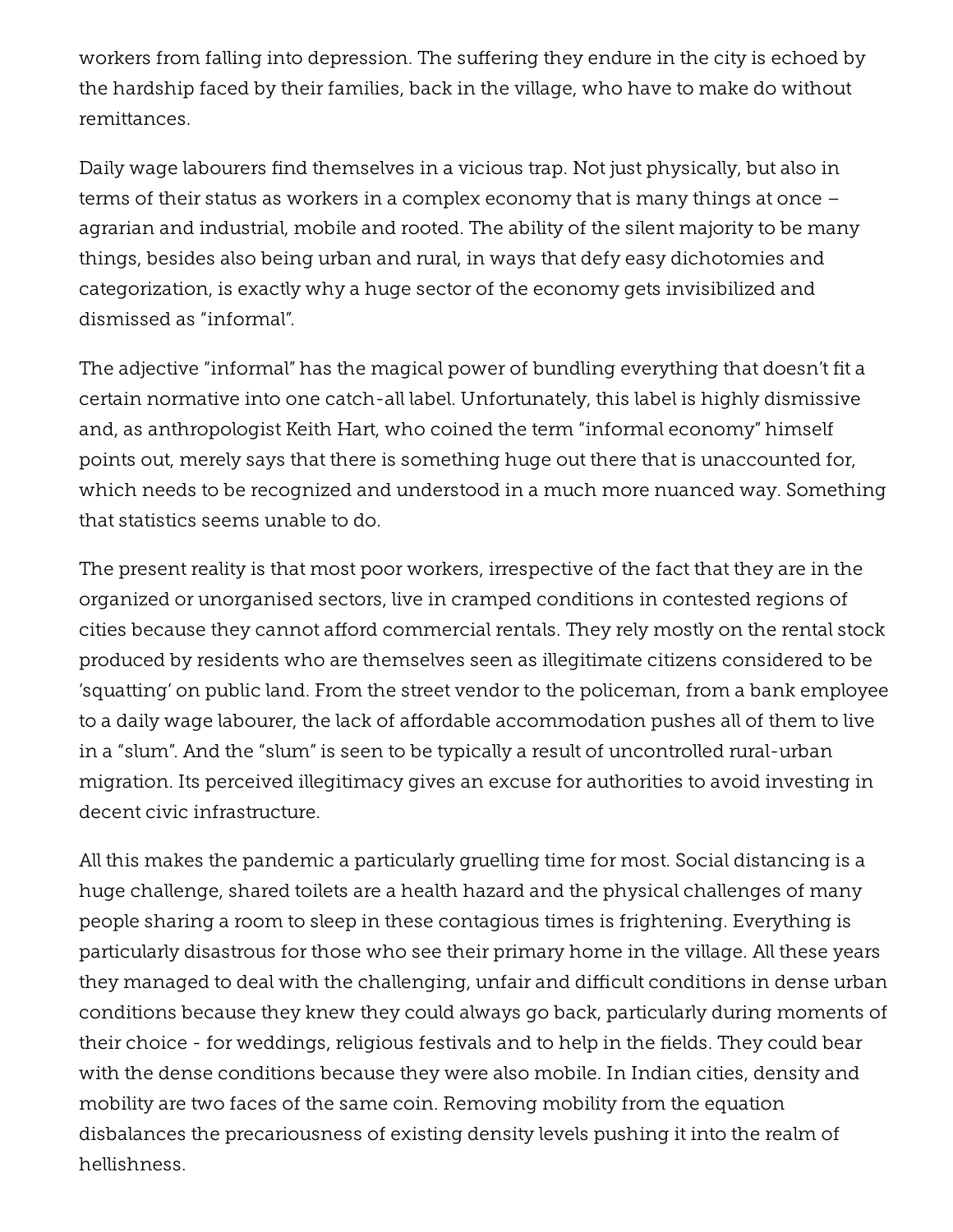workers from falling into depression. The suffering they endure in the city is echoed by the hardship faced by their families, back in the village, who have to make do without remittances.

Daily wage labourers find themselves in a vicious trap. Not just physically, but also in terms of their status as workers in a complex economy that is many things at once – agrarian and industrial, mobile and rooted. The ability of the silent majority to be many things, besides also being urban and rural, in ways that defy easy dichotomies and categorization, is exactly why a huge sector of the economy gets invisibilized and dismissed as "informal".

The adjective "informal" has the magical power of bundling everything that doesn't fit a certain normative into one catch-all label. Unfortunately, this label is highly dismissive and, as anthropologist Keith Hart, who coined the term "informal economy" himself points out, merely says that there is something huge out there that is unaccounted for, which needs to be recognized and understood in a much more nuanced way. Something that statistics seems unable to do.

The present reality is that most poor workers, irrespective of the fact that they are in the organized or unorganised sectors, live in cramped conditions in contested regions of cities because they cannot afford commercial rentals. They rely mostly on the rental stock produced by residents who are themselves seen as illegitimate citizens considered to be 'squatting' on public land. From the street vendor to the policeman, from a bank employee to a daily wage labourer, the lack of affordable accommodation pushes all of them to live in a "slum". And the "slum" is seen to be typically a result of uncontrolled rural-urban migration. Its perceived illegitimacy gives an excuse for authorities to avoid investing in decent civic infrastructure.

All this makes the pandemic a particularly gruelling time for most. Social distancing is a huge challenge, shared toilets are a health hazard and the physical challenges of many people sharing a room to sleep in these contagious times is frightening. Everything is particularly disastrous for those who see their primary home in the village. All these years they managed to deal with the challenging, unfair and difficult conditions in dense urban conditions because they knew they could always go back, particularly during moments of their choice - for weddings, religious festivals and to help in the fields. They could bear with the dense conditions because they were also mobile. In Indian cities, density and mobility are two faces of the same coin. Removing mobility from the equation disbalances the precariousness of existing density levels pushing it into the realm of hellishness.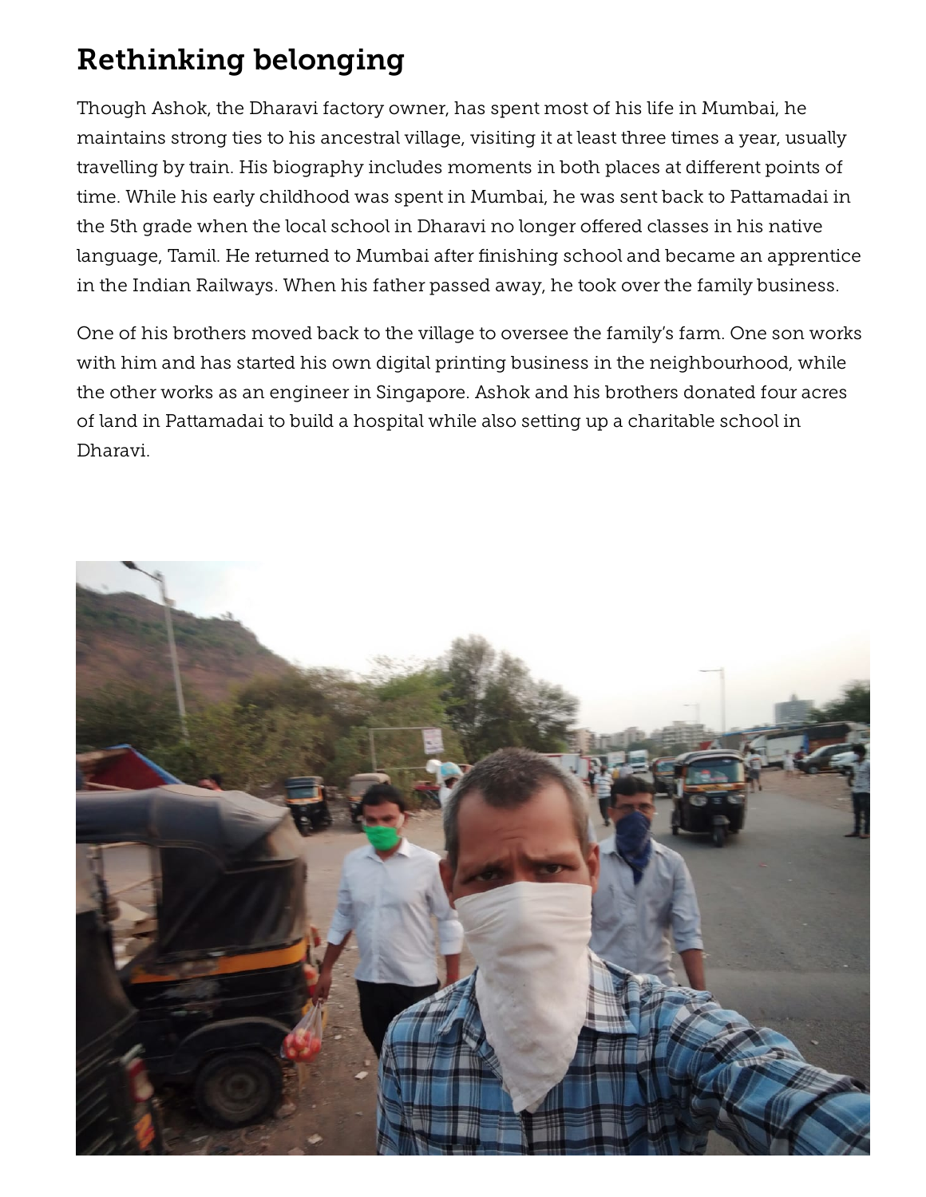## Rethinking belonging

Though Ashok, the Dharavi factory owner, has spent most of his life in Mumbai, he maintains strong ties to his ancestral village, visiting it at least three times a year, usually travelling by train. His biography includes moments in both places at different points of time. While his early childhood was spent in Mumbai, he was sent back to Pattamadai in the 5th grade when the local school in Dharavi no longer offered classes in his native language, Tamil. He returned to Mumbai after finishing school and became an apprentice in the Indian Railways. When his father passed away, he took over the family business.

One of his brothers moved back to the village to oversee the family's farm. One son works with him and has started his own digital printing business in the neighbourhood, while the other works as an engineer in Singapore. Ashok and his brothers donated four acres of land in Pattamadai to build a hospital while also setting up a charitable school in Dharavi.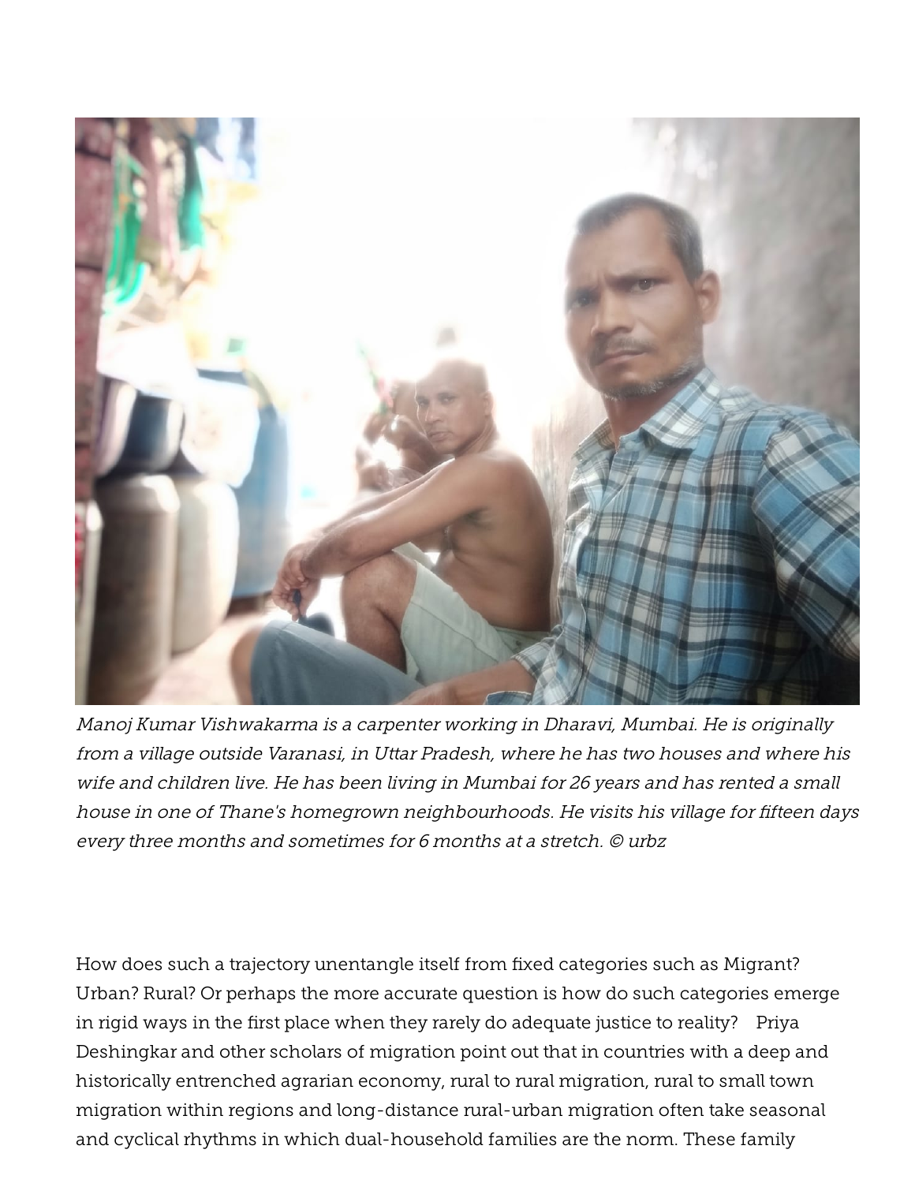*Manoj Kumar Vishwakarma is a carpenter working in Dharavi, Mumbai. He is originally from a village outside Varanasi, in Uttar Pradesh, where he has two houses and where his wife and children live. He has been living in Mumbai for 26 years and has rented a small house in one of Thane's homegrown neighbourhoods. He visits his village for fifteen days every three months and sometimes for 6 months at a stretch. © urbz*

How does such a trajectory unentangle itself from fixed categories such as Migrant? Urban? Rural? Or perhaps the more accurate question is how do such categories emerge in rigid ways in the first place when they rarely do adequate justice to reality? Priya Deshingkar and other scholars of migration point out that in countries with a deep and historically entrenched agrarian economy, rural to rural migration, rural to small town migration within regions and long-distance rural-urban migration often take seasonal and cyclical rhythms in which dual-household families are the norm. These family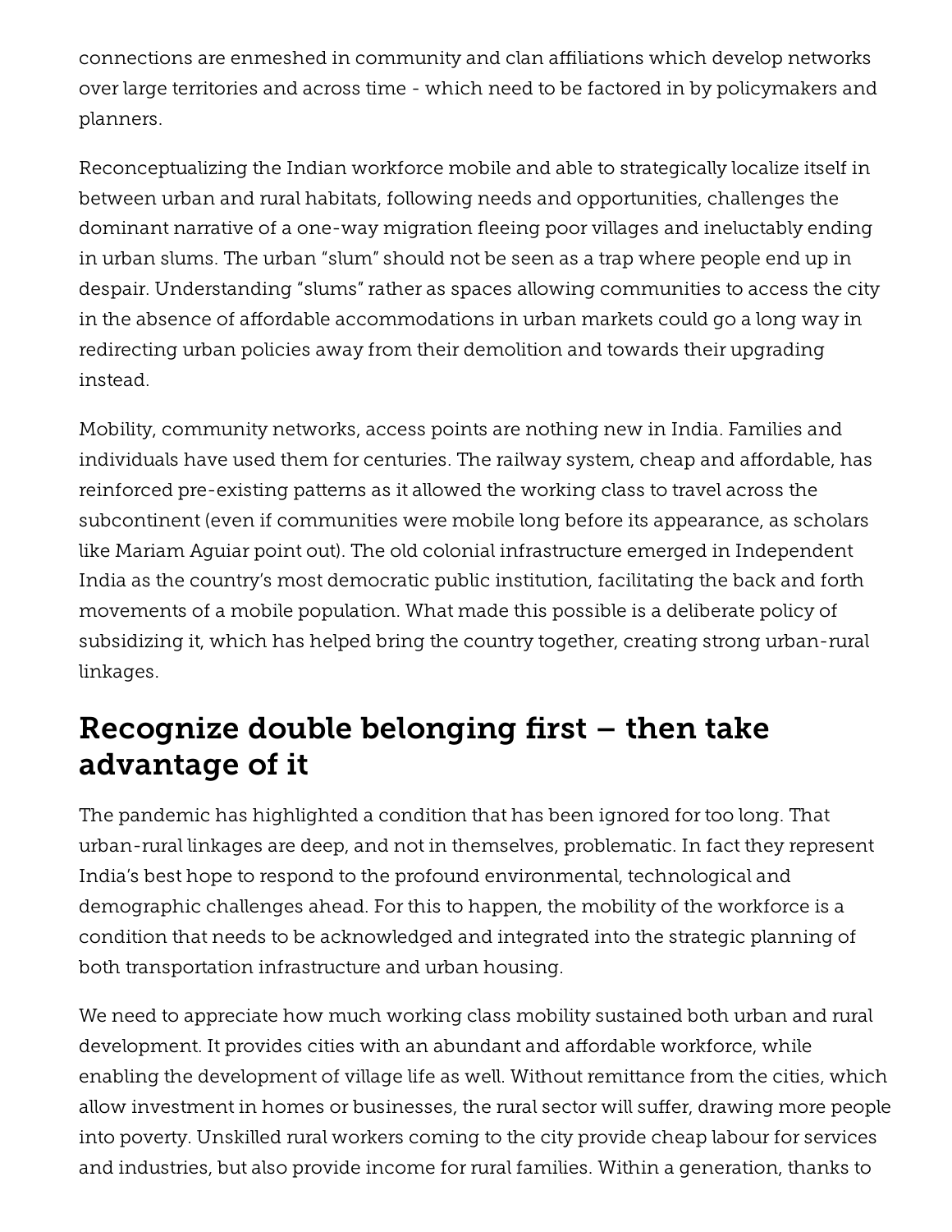connections are enmeshed in community and clan affiliations which develop networks over large territories and across time - which need to be factored in by policymakers and planners.

Reconceptualizing the Indian workforce mobile and able to strategically localize itself in between urban and rural habitats, following needs and opportunities, challenges the dominant narrative of a one-way migration fleeing poor villages and ineluctably ending in urban slums. The urban "slum" should not be seen as a trap where people end up in despair. Understanding "slums" rather as spaces allowing communities to access the city in the absence of affordable accommodations in urban markets could go a long way in redirecting urban policies away from their demolition and towards their upgrading instead.

Mobility, community networks, access points are nothing new in India. Families and individuals have used them for centuries. The railway system, cheap and affordable, has reinforced pre-existing patterns as it allowed the working class to travel across the subcontinent (even if communities were mobile long before its appearance, as scholars like Mariam Aguiar point out). The old colonial infrastructure emerged in Independent India as the country's most democratic public institution, facilitating the back and forth movements of a mobile population. What made this possible is a deliberate policy of subsidizing it, which has helped bring the country together, creating strong urban-rural linkages.

## Recognize double belonging first – then take advantage of it

The pandemic has highlighted a condition that has been ignored for too long. That urban-rural linkages are deep, and not in themselves, problematic. In fact they represent India's best hope to respond to the profound environmental, technological and demographic challenges ahead. For this to happen, the mobility of the workforce is a condition that needs to be acknowledged and integrated into the strategic planning of both transportation infrastructure and urban housing.

We need to appreciate how much working class mobility sustained both urban and rural development. It provides cities with an abundant and affordable workforce, while enabling the development of village life as well. Without remittance from the cities, which allow investment in homes or businesses, the rural sector will suffer, drawing more people into poverty. Unskilled rural workers coming to the city provide cheap labour for services and industries, but also provide income for rural families. Within a generation, thanks to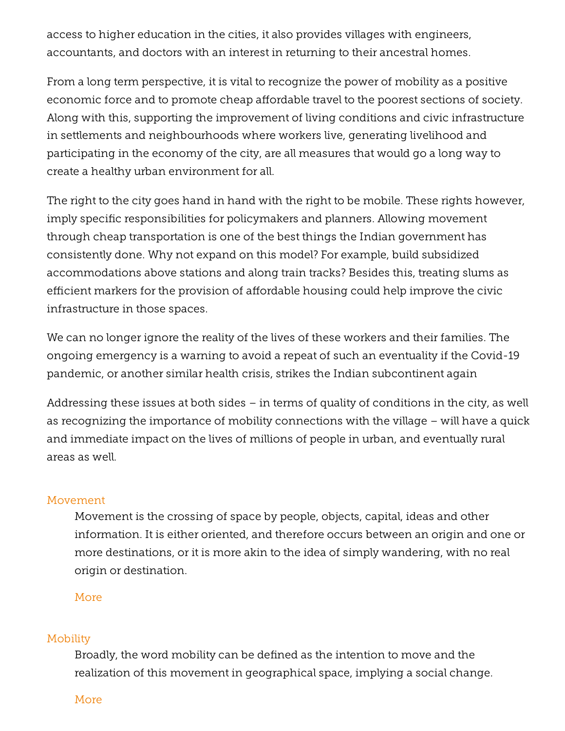access to higher education in the cities, it also provides villages with engineers, accountants, and doctors with an interest in returning to their ancestral homes.

From a long term perspective, it is vital to recognize the power of mobility as a positive economic force and to promote cheap affordable travel to the poorest sections of society. Along with this, supporting the improvement of living conditions and civic infrastructure in settlements and neighbourhoods where workers live, generating livelihood and participating in the economy of the city, are all measures that would go a long way to create a healthy urban environment for all.

The right to the city goes hand in hand with the right to be mobile. These rights however, imply specific responsibilities for policymakers and planners. Allowing movement through cheap transportation is one of the best things the Indian government has consistently done. Why not expand on this model? For example, build subsidized accommodations above stations and along train tracks? Besides this, treating slums as efficient markers for the provision of affordable housing could help improve the civic infrastructure in those spaces.

We can no longer ignore the reality of the lives of these workers and their families. The ongoing emergency is a warning to avoid a repeat of such an eventuality if the Covid-19 pandemic, or another similar health crisis, strikes the Indian subcontinent again

Addressing these issues at both sides – in terms of quality of conditions in the city, as well as recognizing the importance of mobility connections with the village – will have a quick and immediate impact on the lives of millions of people in urban, and eventually rural areas as well.

**Movement**

Movement is the crossing of space by people, objects, capital, ideas and other information. It is either oriented, and therefore occurs between an origin and one or more destinations, or it is more akin to the idea of simply wandering, with no real origin or destination.

More

**Mobility**

Broadly, the word mobility can be defined as the intention to move and the realization of this movement in geographical space, implying a social change.

More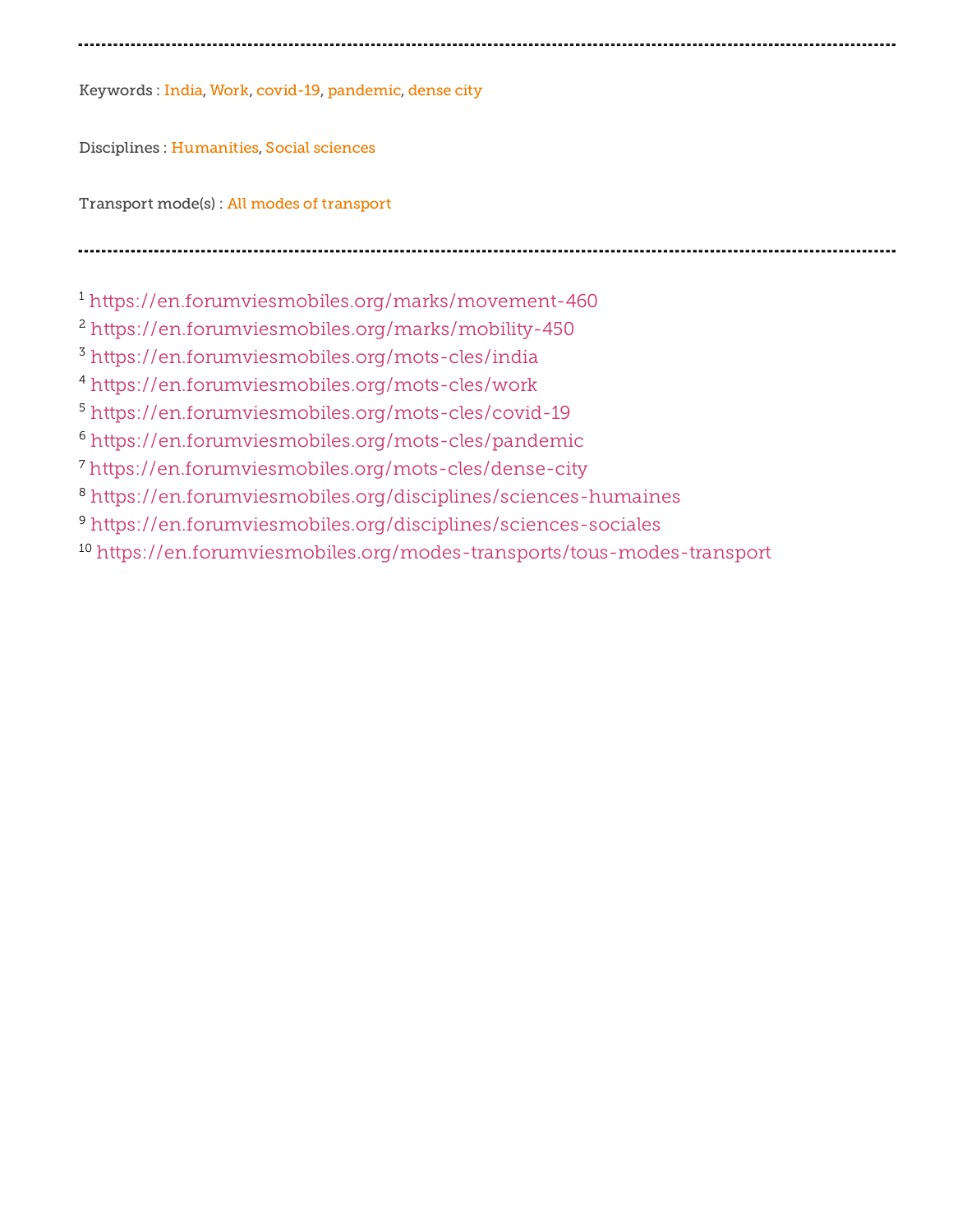Keywords : India, Work, covid-19, pandemic, dense city

Disciplines : Humanities, Social sciences

Transport mode(s) : All modes of transport

[1] https://en.forumviesmobiles.org/marks/movement-460
[2] https://en.forumviesmobiles.org/marks/mobility-450
[3] https://en.forumviesmobiles.org/mots-cles/india
[4] https://en.forumviesmobiles.org/mots-cles/work
[5] https://en.forumviesmobiles.org/mots-cles/covid-19
[6] https://en.forumviesmobiles.org/mots-cles/pandemic
[7] https://en.forumviesmobiles.org/mots-cles/dense-city
[8] https://en.forumviesmobiles.org/disciplines/sciences-humaines
[9] https://en.forumviesmobiles.org/disciplines/sciences-sociales
[10] https://en.forumviesmobiles.org/modes-transports/tous-modes-transport